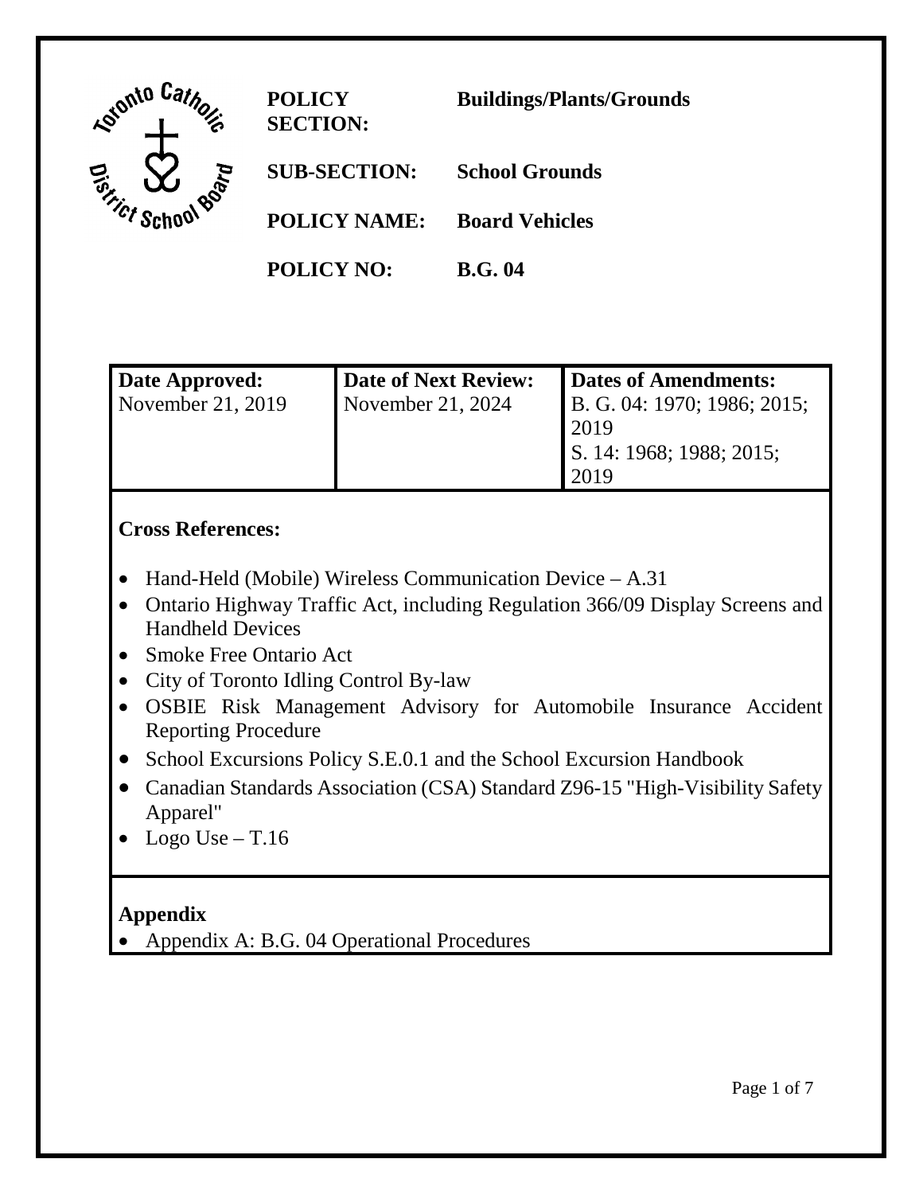| | |
|---|---|
| **POLICY SECTION:** | **Buildings/Plants/Grounds** |
| **SUB-SECTION:** | **School Grounds** |
| **POLICY NAME:** | **Board Vehicles** |
| **POLICY NO:** | **B.G. 04** |

| **Date Approved:** | **Date of Next Review:** | **Dates of Amendments:** |
|---|---|---|
| November 21, 2019 | November 21, 2024 | B. G. 04: 1970; 1986; 2015; 2019<br>S. 14: 1968; 1988; 2015; 2019 |

**Cross References:**

- Hand-Held (Mobile) Wireless Communication Device – A.31
- Ontario Highway Traffic Act, including Regulation 366/09 Display Screens and Handheld Devices
- Smoke Free Ontario Act
- City of Toronto Idling Control By-law
- OSBIE Risk Management Advisory for Automobile Insurance Accident Reporting Procedure
- School Excursions Policy S.E.0.1 and the School Excursion Handbook
- Canadian Standards Association (CSA) Standard Z96-15 "High-Visibility Safety Apparel"
- Logo Use – T.16

**Appendix**

- Appendix A: B.G. 04 Operational Procedures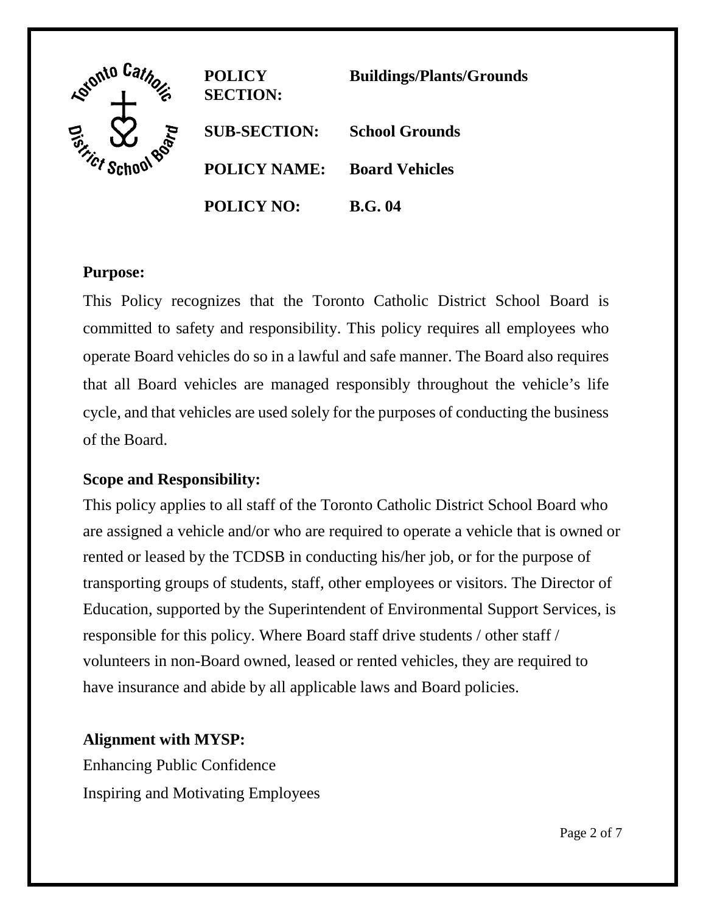| | |
|---|---|
| **POLICY SECTION:** | **Buildings/Plants/Grounds** |
| **SUB-SECTION:** | **School Grounds** |
| **POLICY NAME:** | **Board Vehicles** |
| **POLICY NO:** | **B.G. 04** |

**Purpose:**

This Policy recognizes that the Toronto Catholic District School Board is committed to safety and responsibility. This policy requires all employees who operate Board vehicles do so in a lawful and safe manner. The Board also requires that all Board vehicles are managed responsibly throughout the vehicle's life cycle, and that vehicles are used solely for the purposes of conducting the business of the Board.

**Scope and Responsibility:**

This policy applies to all staff of the Toronto Catholic District School Board who are assigned a vehicle and/or who are required to operate a vehicle that is owned or rented or leased by the TCDSB in conducting his/her job, or for the purpose of transporting groups of students, staff, other employees or visitors. The Director of Education, supported by the Superintendent of Environmental Support Services, is responsible for this policy. Where Board staff drive students / other staff / volunteers in non-Board owned, leased or rented vehicles, they are required to have insurance and abide by all applicable laws and Board policies.

**Alignment with MYSP:**

Enhancing Public Confidence

Inspiring and Motivating Employees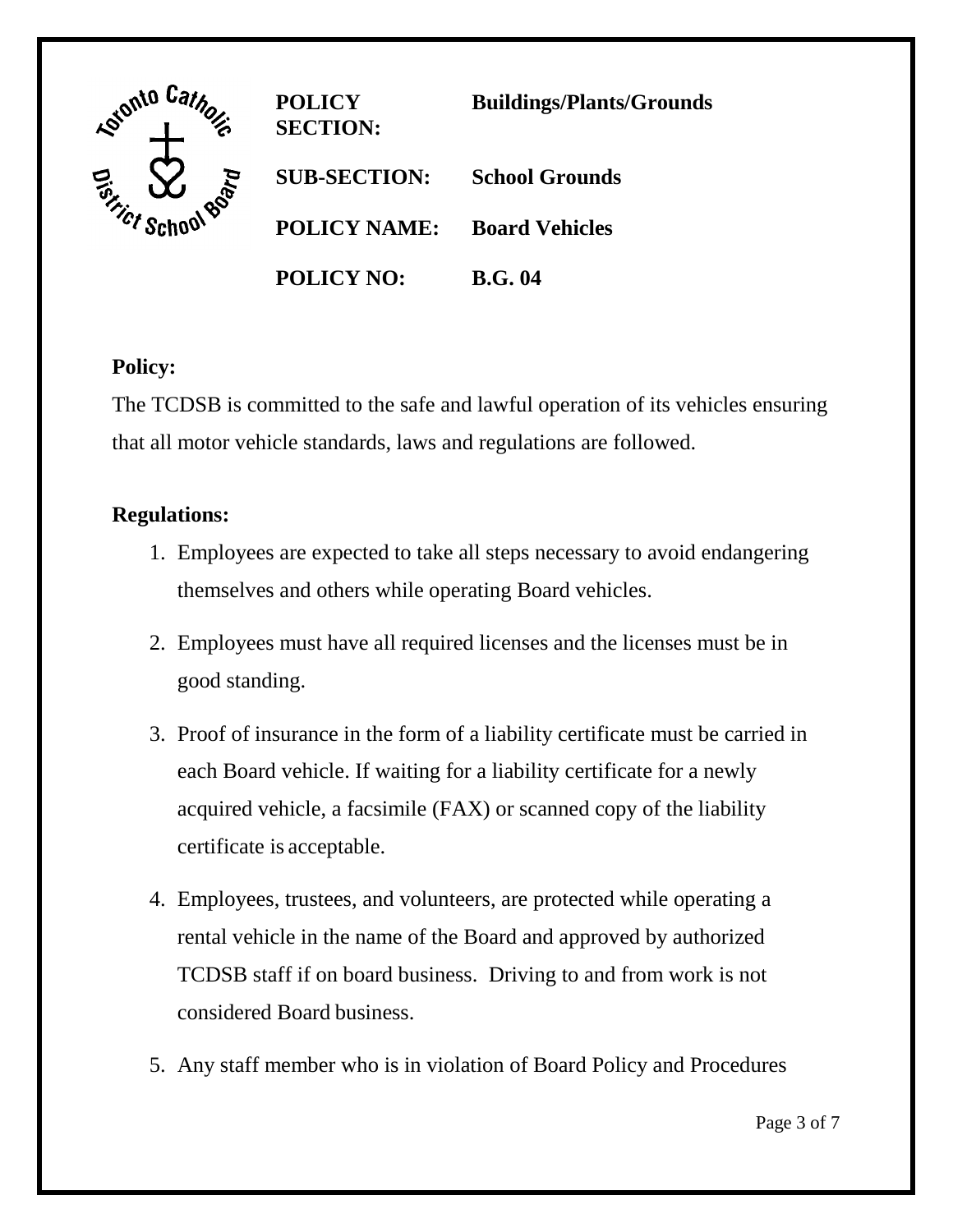| | | |
|---|---|---|
| | **POLICY SECTION:** | **Buildings/Plants/Grounds** |
| | **SUB-SECTION:** | **School Grounds** |
| | **POLICY NAME:** | **Board Vehicles** |
| | **POLICY NO:** | **B.G. 04** |

**Policy:**

The TCDSB is committed to the safe and lawful operation of its vehicles ensuring that all motor vehicle standards, laws and regulations are followed.

**Regulations:**

1. Employees are expected to take all steps necessary to avoid endangering themselves and others while operating Board vehicles.
2. Employees must have all required licenses and the licenses must be in good standing.
3. Proof of insurance in the form of a liability certificate must be carried in each Board vehicle. If waiting for a liability certificate for a newly acquired vehicle, a facsimile (FAX) or scanned copy of the liability certificate is acceptable.
4. Employees, trustees, and volunteers, are protected while operating a rental vehicle in the name of the Board and approved by authorized TCDSB staff if on board business. Driving to and from work is not considered Board business.
5. Any staff member who is in violation of Board Policy and Procedures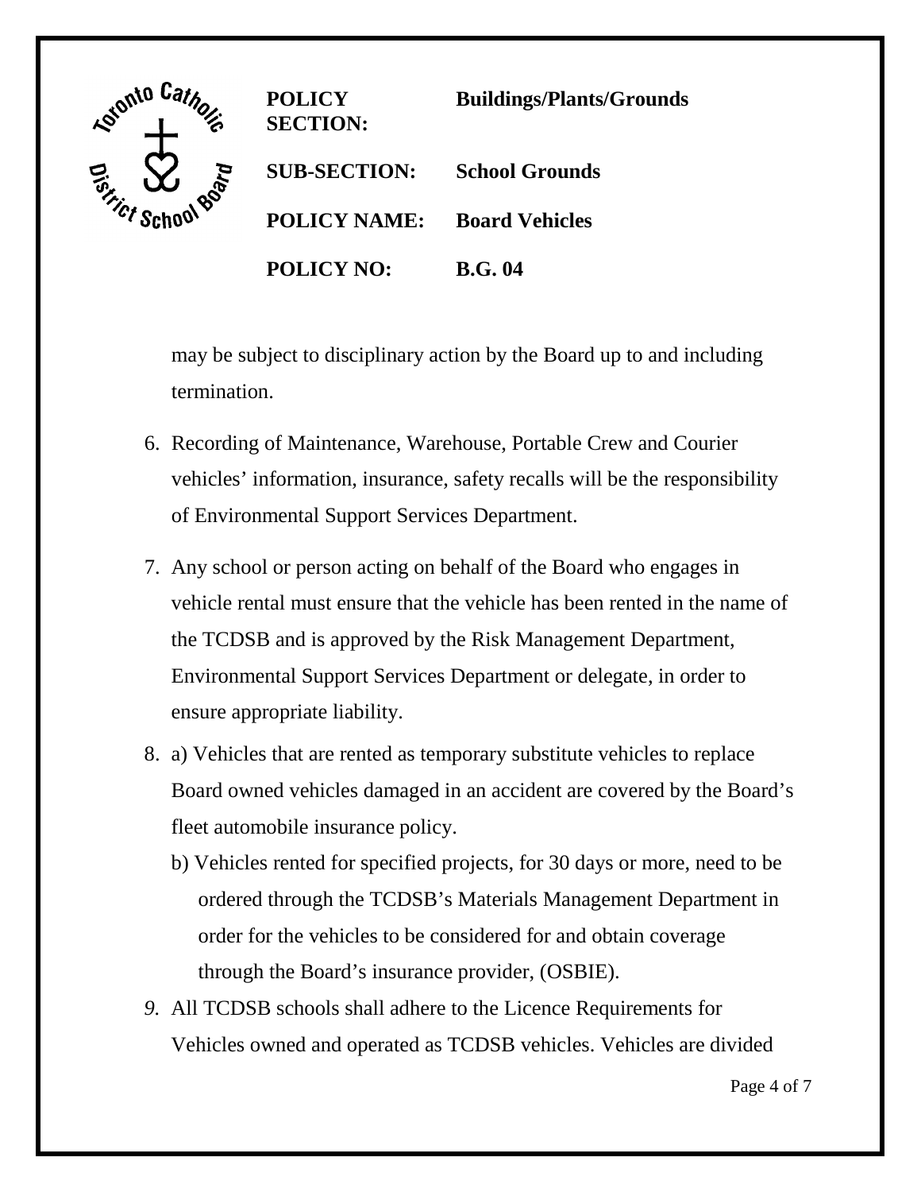may be subject to disciplinary action by the Board up to and including termination.

6. Recording of Maintenance, Warehouse, Portable Crew and Courier vehicles' information, insurance, safety recalls will be the responsibility of Environmental Support Services Department.

7. Any school or person acting on behalf of the Board who engages in vehicle rental must ensure that the vehicle has been rented in the name of the TCDSB and is approved by the Risk Management Department, Environmental Support Services Department or delegate, in order to ensure appropriate liability.

8. a) Vehicles that are rented as temporary substitute vehicles to replace Board owned vehicles damaged in an accident are covered by the Board's fleet automobile insurance policy.

   b) Vehicles rented for specified projects, for 30 days or more, need to be ordered through the TCDSB's Materials Management Department in order for the vehicles to be considered for and obtain coverage through the Board's insurance provider, (OSBIE).

9. All TCDSB schools shall adhere to the Licence Requirements for Vehicles owned and operated as TCDSB vehicles. Vehicles are divided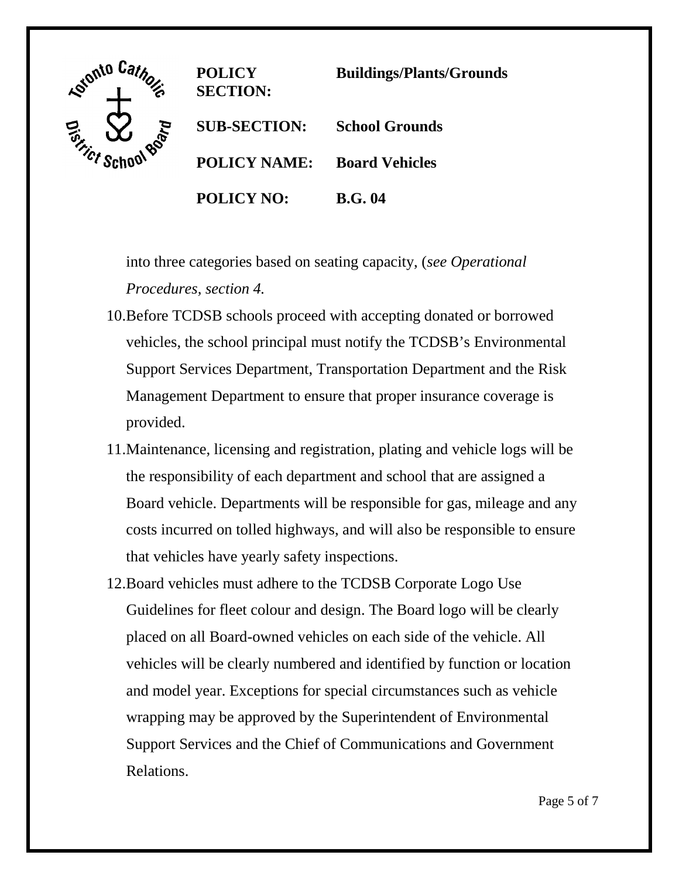into three categories based on seating capacity, (*see Operational Procedures, section 4.*

10. Before TCDSB schools proceed with accepting donated or borrowed vehicles, the school principal must notify the TCDSB's Environmental Support Services Department, Transportation Department and the Risk Management Department to ensure that proper insurance coverage is provided.

11. Maintenance, licensing and registration, plating and vehicle logs will be the responsibility of each department and school that are assigned a Board vehicle. Departments will be responsible for gas, mileage and any costs incurred on tolled highways, and will also be responsible to ensure that vehicles have yearly safety inspections.

12. Board vehicles must adhere to the TCDSB Corporate Logo Use Guidelines for fleet colour and design. The Board logo will be clearly placed on all Board-owned vehicles on each side of the vehicle. All vehicles will be clearly numbered and identified by function or location and model year. Exceptions for special circumstances such as vehicle wrapping may be approved by the Superintendent of Environmental Support Services and the Chief of Communications and Government Relations.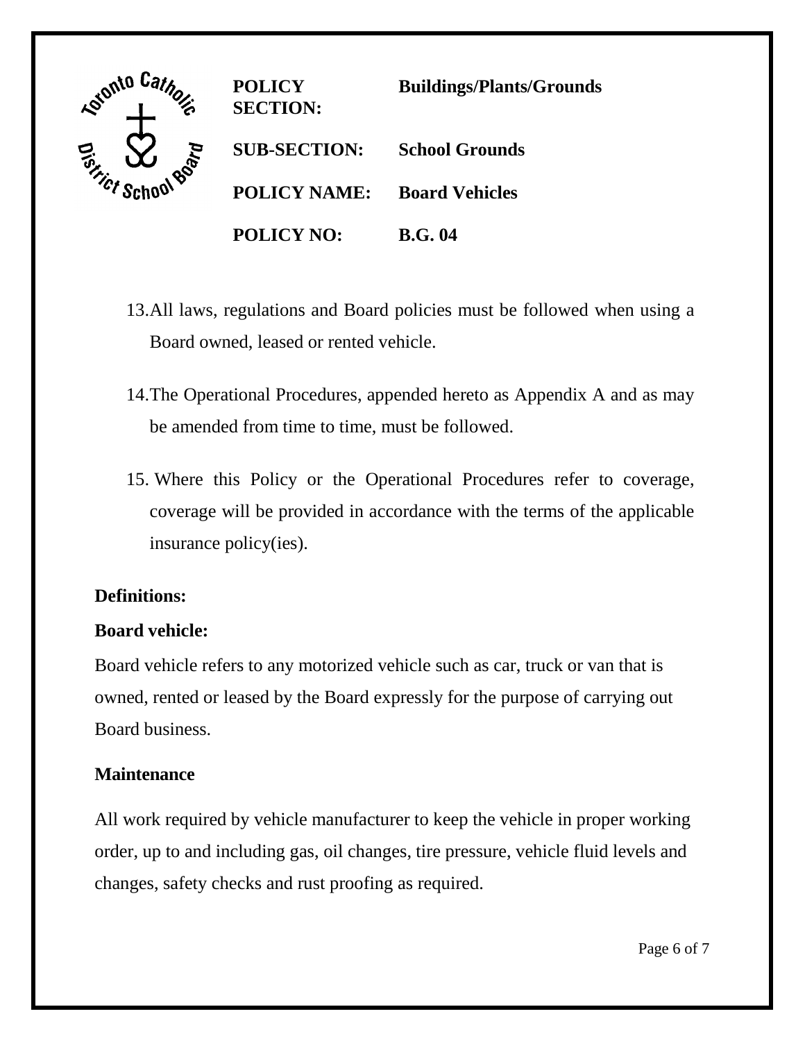| **POLICY SECTION:** | **Buildings/Plants/Grounds** |
| --- | --- |
| **SUB-SECTION:** | **School Grounds** |
| **POLICY NAME:** | **Board Vehicles** |
| **POLICY NO:** | **B.G. 04** |

13. All laws, regulations and Board policies must be followed when using a Board owned, leased or rented vehicle.

14. The Operational Procedures, appended hereto as Appendix A and as may be amended from time to time, must be followed.

15. Where this Policy or the Operational Procedures refer to coverage, coverage will be provided in accordance with the terms of the applicable insurance policy(ies).

**Definitions:**

**Board vehicle:**

Board vehicle refers to any motorized vehicle such as car, truck or van that is owned, rented or leased by the Board expressly for the purpose of carrying out Board business.

**Maintenance**

All work required by vehicle manufacturer to keep the vehicle in proper working order, up to and including gas, oil changes, tire pressure, vehicle fluid levels and changes, safety checks and rust proofing as required.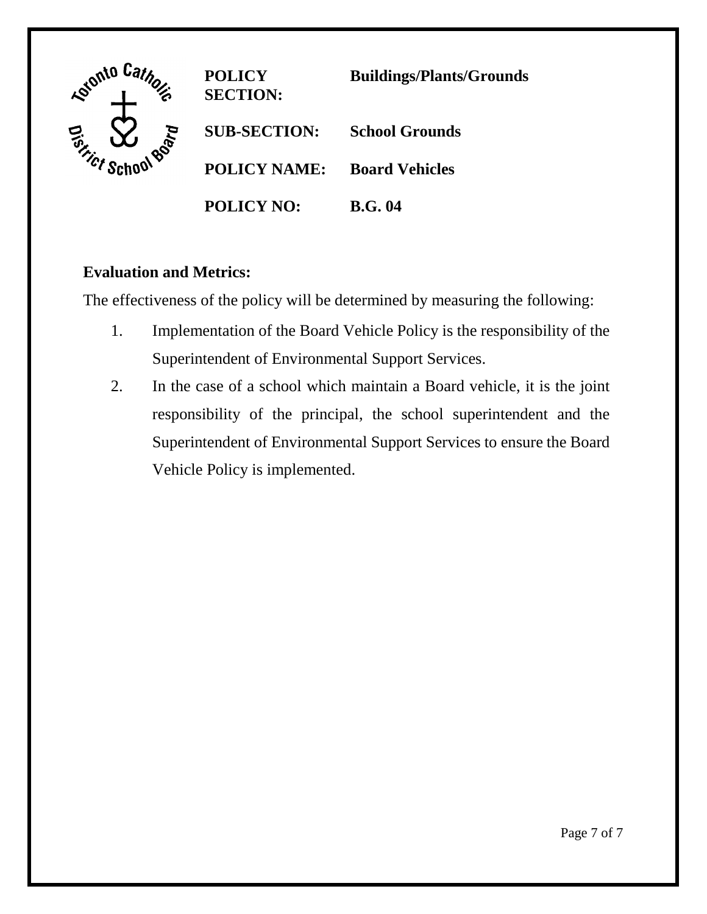**Evaluation and Metrics:**

The effectiveness of the policy will be determined by measuring the following:

1. Implementation of the Board Vehicle Policy is the responsibility of the Superintendent of Environmental Support Services.
2. In the case of a school which maintain a Board vehicle, it is the joint responsibility of the principal, the school superintendent and the Superintendent of Environmental Support Services to ensure the Board Vehicle Policy is implemented.